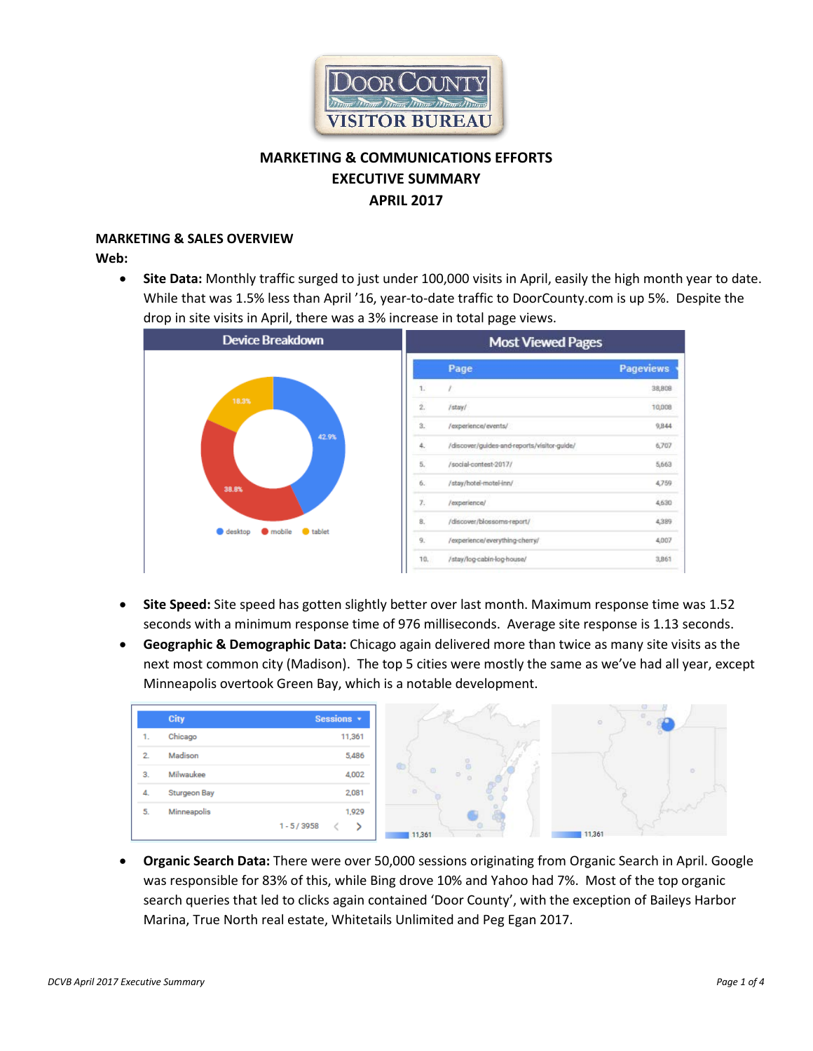# MARKETING & COMMUNICATIONS EFFORTS
# EXECUTIVE SUMMARY
# APRIL 2017

## MARKETING & SALES OVERVIEW

### Web:

- **Site Data:** Monthly traffic surged to just under 100,000 visits in April, easily the high month year to date. While that was 1.5% less than April '16, year-to-date traffic to DoorCounty.com is up 5%. Despite the drop in site visits in April, there was a 3% increase in total page views.

**Device Breakdown**

| Device | Share |
|---|---|
| desktop | 42.9% |
| mobile | 38.8% |
| tablet | 18.3% |

**Most Viewed Pages**

| | Page | Pageviews |
|---|---|---|
| 1. | / | 38,808 |
| 2. | /stay/ | 10,008 |
| 3. | /experience/events/ | 9,844 |
| 4. | /discover/guides-and-reports/visitor-guide/ | 6,707 |
| 5. | /social-contest-2017/ | 5,663 |
| 6. | /stay/hotel-motel-inn/ | 4,759 |
| 7. | /experience/ | 4,630 |
| 8. | /discover/blossoms-report/ | 4,389 |
| 9. | /experience/everything-cherry/ | 4,007 |
| 10. | /stay/log-cabin-log-house/ | 3,861 |

- **Site Speed:** Site speed has gotten slightly better over last month. Maximum response time was 1.52 seconds with a minimum response time of 976 milliseconds. Average site response is 1.13 seconds.
- **Geographic & Demographic Data:** Chicago again delivered more than twice as many site visits as the next most common city (Madison). The top 5 cities were mostly the same as we've had all year, except Minneapolis overtook Green Bay, which is a notable development.

| | City | Sessions |
|---|---|---|
| 1. | Chicago | 11,361 |
| 2. | Madison | 5,486 |
| 3. | Milwaukee | 4,002 |
| 4. | Sturgeon Bay | 2,081 |
| 5. | Minneapolis | 1,929 |

1 - 5 / 3958

- **Organic Search Data:** There were over 50,000 sessions originating from Organic Search in April. Google was responsible for 83% of this, while Bing drove 10% and Yahoo had 7%. Most of the top organic search queries that led to clicks again contained 'Door County', with the exception of Baileys Harbor Marina, True North real estate, Whitetails Unlimited and Peg Egan 2017.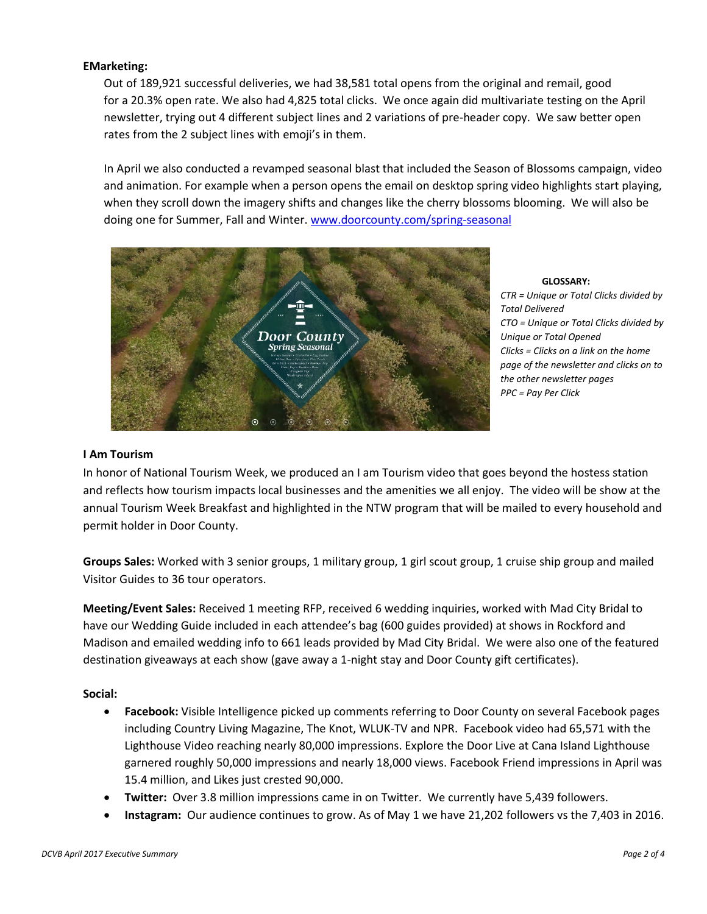**EMarketing:**

Out of 189,921 successful deliveries, we had 38,581 total opens from the original and remail, good for a 20.3% open rate. We also had 4,825 total clicks. We once again did multivariate testing on the April newsletter, trying out 4 different subject lines and 2 variations of pre-header copy. We saw better open rates from the 2 subject lines with emoji's in them.

In April we also conducted a revamped seasonal blast that included the Season of Blossoms campaign, video and animation. For example when a person opens the email on desktop spring video highlights start playing, when they scroll down the imagery shifts and changes like the cherry blossoms blooming. We will also be doing one for Summer, Fall and Winter. www.doorcounty.com/spring-seasonal

**GLOSSARY:**

*CTR = Unique or Total Clicks divided by Total Delivered*
*CTO = Unique or Total Clicks divided by Unique or Total Opened*
*Clicks = Clicks on a link on the home page of the newsletter and clicks on to the other newsletter pages*
*PPC = Pay Per Click*

**I Am Tourism**

In honor of National Tourism Week, we produced an I am Tourism video that goes beyond the hostess station and reflects how tourism impacts local businesses and the amenities we all enjoy. The video will be show at the annual Tourism Week Breakfast and highlighted in the NTW program that will be mailed to every household and permit holder in Door County.

**Groups Sales:** Worked with 3 senior groups, 1 military group, 1 girl scout group, 1 cruise ship group and mailed Visitor Guides to 36 tour operators.

**Meeting/Event Sales:** Received 1 meeting RFP, received 6 wedding inquiries, worked with Mad City Bridal to have our Wedding Guide included in each attendee's bag (600 guides provided) at shows in Rockford and Madison and emailed wedding info to 661 leads provided by Mad City Bridal. We were also one of the featured destination giveaways at each show (gave away a 1-night stay and Door County gift certificates).

**Social:**

- **Facebook:** Visible Intelligence picked up comments referring to Door County on several Facebook pages including Country Living Magazine, The Knot, WLUK-TV and NPR. Facebook video had 65,571 with the Lighthouse Video reaching nearly 80,000 impressions. Explore the Door Live at Cana Island Lighthouse garnered roughly 50,000 impressions and nearly 18,000 views. Facebook Friend impressions in April was 15.4 million, and Likes just crested 90,000.
- **Twitter:** Over 3.8 million impressions came in on Twitter. We currently have 5,439 followers.
- **Instagram:** Our audience continues to grow. As of May 1 we have 21,202 followers vs the 7,403 in 2016.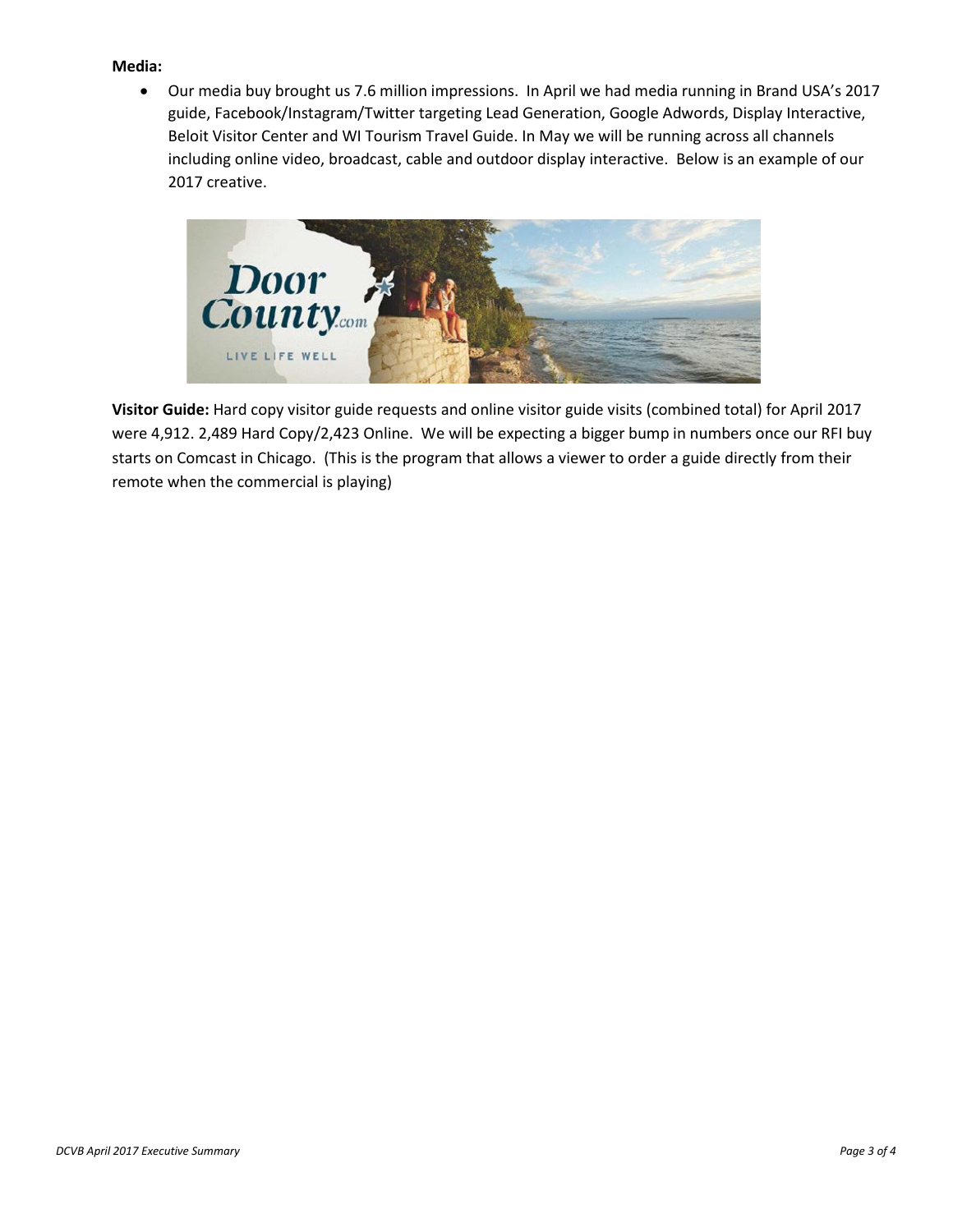**Media:**

- Our media buy brought us 7.6 million impressions. In April we had media running in Brand USA's 2017 guide, Facebook/Instagram/Twitter targeting Lead Generation, Google Adwords, Display Interactive, Beloit Visitor Center and WI Tourism Travel Guide. In May we will be running across all channels including online video, broadcast, cable and outdoor display interactive. Below is an example of our 2017 creative.

**Visitor Guide:** Hard copy visitor guide requests and online visitor guide visits (combined total) for April 2017 were 4,912. 2,489 Hard Copy/2,423 Online. We will be expecting a bigger bump in numbers once our RFI buy starts on Comcast in Chicago. (This is the program that allows a viewer to order a guide directly from their remote when the commercial is playing)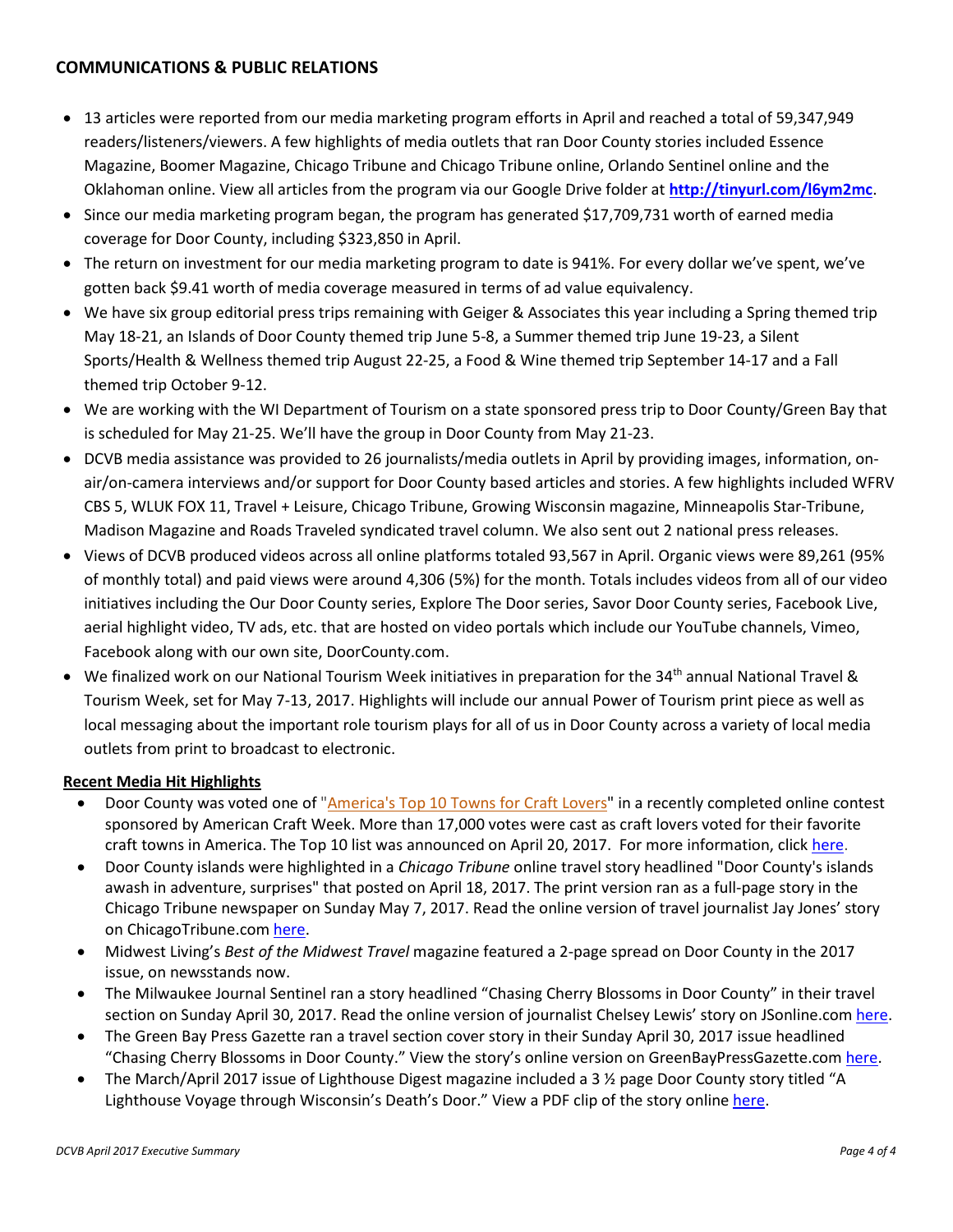## COMMUNICATIONS & PUBLIC RELATIONS

- 13 articles were reported from our media marketing program efforts in April and reached a total of 59,347,949 readers/listeners/viewers. A few highlights of media outlets that ran Door County stories included Essence Magazine, Boomer Magazine, Chicago Tribune and Chicago Tribune online, Orlando Sentinel online and the Oklahoman online. View all articles from the program via our Google Drive folder at **http://tinyurl.com/l6ym2mc**.
- Since our media marketing program began, the program has generated $17,709,731 worth of earned media coverage for Door County, including $323,850 in April.
- The return on investment for our media marketing program to date is 941%. For every dollar we've spent, we've gotten back $9.41 worth of media coverage measured in terms of ad value equivalency.
- We have six group editorial press trips remaining with Geiger & Associates this year including a Spring themed trip May 18-21, an Islands of Door County themed trip June 5-8, a Summer themed trip June 19-23, a Silent Sports/Health & Wellness themed trip August 22-25, a Food & Wine themed trip September 14-17 and a Fall themed trip October 9-12.
- We are working with the WI Department of Tourism on a state sponsored press trip to Door County/Green Bay that is scheduled for May 21-25. We'll have the group in Door County from May 21-23.
- DCVB media assistance was provided to 26 journalists/media outlets in April by providing images, information, on-air/on-camera interviews and/or support for Door County based articles and stories. A few highlights included WFRV CBS 5, WLUK FOX 11, Travel + Leisure, Chicago Tribune, Growing Wisconsin magazine, Minneapolis Star-Tribune, Madison Magazine and Roads Traveled syndicated travel column. We also sent out 2 national press releases.
- Views of DCVB produced videos across all online platforms totaled 93,567 in April. Organic views were 89,261 (95% of monthly total) and paid views were around 4,306 (5%) for the month. Totals includes videos from all of our video initiatives including the Our Door County series, Explore The Door series, Savor Door County series, Facebook Live, aerial highlight video, TV ads, etc. that are hosted on video portals which include our YouTube channels, Vimeo, Facebook along with our own site, DoorCounty.com.
- We finalized work on our National Tourism Week initiatives in preparation for the 34th annual National Travel & Tourism Week, set for May 7-13, 2017. Highlights will include our annual Power of Tourism print piece as well as local messaging about the important role tourism plays for all of us in Door County across a variety of local media outlets from print to broadcast to electronic.

**Recent Media Hit Highlights**

- Door County was voted one of "America's Top 10 Towns for Craft Lovers" in a recently completed online contest sponsored by American Craft Week. More than 17,000 votes were cast as craft lovers voted for their favorite craft towns in America. The Top 10 list was announced on April 20, 2017. For more information, click here.
- Door County islands were highlighted in a *Chicago Tribune* online travel story headlined "Door County's islands awash in adventure, surprises" that posted on April 18, 2017. The print version ran as a full-page story in the Chicago Tribune newspaper on Sunday May 7, 2017. Read the online version of travel journalist Jay Jones' story on ChicagoTribune.com here.
- Midwest Living's *Best of the Midwest Travel* magazine featured a 2-page spread on Door County in the 2017 issue, on newsstands now.
- The Milwaukee Journal Sentinel ran a story headlined "Chasing Cherry Blossoms in Door County" in their travel section on Sunday April 30, 2017. Read the online version of journalist Chelsey Lewis' story on JSonline.com here.
- The Green Bay Press Gazette ran a travel section cover story in their Sunday April 30, 2017 issue headlined "Chasing Cherry Blossoms in Door County." View the story's online version on GreenBayPressGazette.com here.
- The March/April 2017 issue of Lighthouse Digest magazine included a 3 ½ page Door County story titled "A Lighthouse Voyage through Wisconsin's Death's Door." View a PDF clip of the story online here.